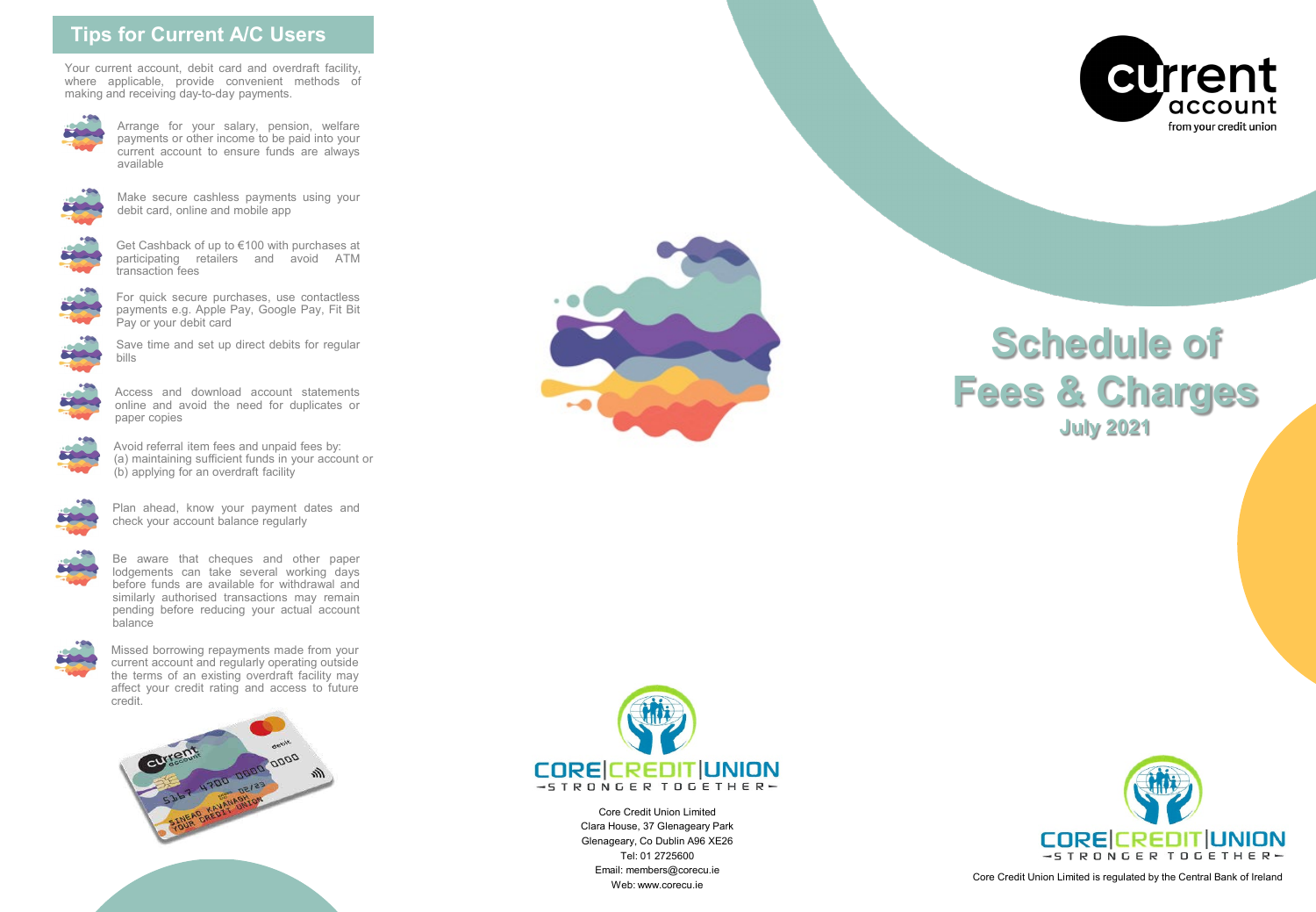## Tips for Current A/C Users

Your current account, debit card and overdraft facility, where applicable, provide convenient methods of making and receiving day-to-day payments.

- Arrange for your salary, pension, welfare payments or other income to be paid into your current account to ensure funds are always available
- Make secure cashless payments using your debit card, online and mobile app
- Get Cashback of up to €100 with purchases at participating retailers and avoid ATM transaction fees
- For quick secure purchases, use contactless payments e.g. Apple Pay, Google Pay, Fit Bit Pay or your debit card
- Save time and set up direct debits for regular bills
- Access and download account statements online and avoid the need for duplicates or paper copies
- Avoid referral item fees and unpaid fees by:
  (a) maintaining sufficient funds in your account or
  (b) applying for an overdraft facility
- Plan ahead, know your payment dates and check your account balance regularly
- Be aware that cheques and other paper lodgements can take several working days before funds are available for withdrawal and similarly authorised transactions may remain pending before reducing your actual account balance
- Missed borrowing repayments made from your current account and regularly operating outside the terms of an existing overdraft facility may affect your credit rating and access to future credit.

CORE | CREDIT | UNION
STRONGER TOGETHER

Core Credit Union Limited
Clara House, 37 Glenageary Park
Glenageary, Co Dublin A96 XE26
Tel: 01 2725600
Email: members@corecu.ie
Web: www.corecu.ie

current account
from your credit union

# Schedule of Fees & Charges

**July 2021**

CORE | CREDIT | UNION
STRONGER TOGETHER

Core Credit Union Limited is regulated by the Central Bank of Ireland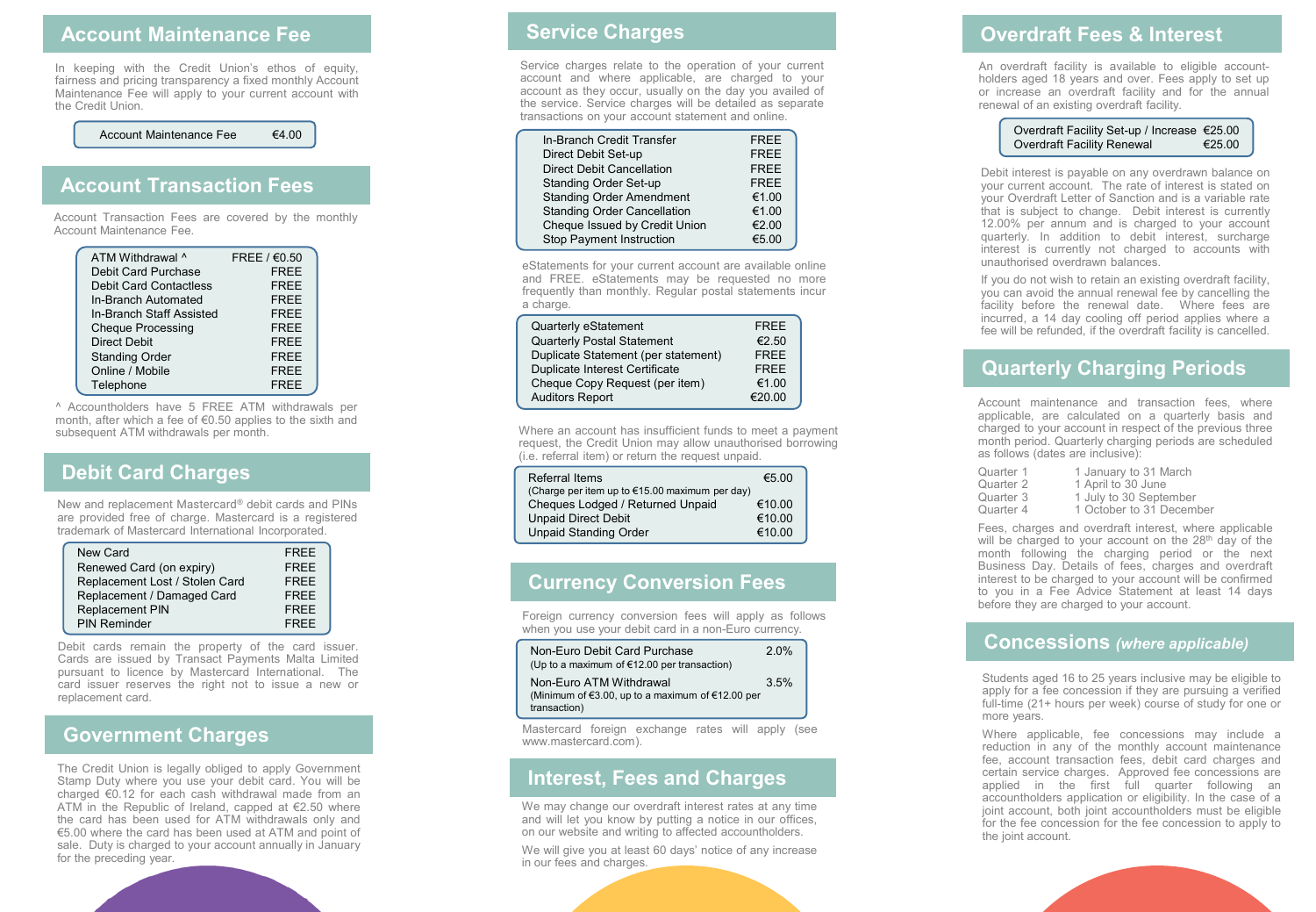## Account Maintenance Fee

In keeping with the Credit Union's ethos of equity, fairness and pricing transparency a fixed monthly Account Maintenance Fee will apply to your current account with the Credit Union.

| | |
|---|---|
| Account Maintenance Fee | €4.00 |

## Account Transaction Fees

Account Transaction Fees are covered by the monthly Account Maintenance Fee.

| | |
|---|---|
| ATM Withdrawal ^ | FREE / €0.50 |
| Debit Card Purchase | FREE |
| Debit Card Contactless | FREE |
| In-Branch Automated | FREE |
| In-Branch Staff Assisted | FREE |
| Cheque Processing | FREE |
| Direct Debit | FREE |
| Standing Order | FREE |
| Online / Mobile | FREE |
| Telephone | FREE |

^ Accountholders have 5 FREE ATM withdrawals per month, after which a fee of €0.50 applies to the sixth and subsequent ATM withdrawals per month.

## Debit Card Charges

New and replacement Mastercard® debit cards and PINs are provided free of charge. Mastercard is a registered trademark of Mastercard International Incorporated.

| | |
|---|---|
| New Card | FREE |
| Renewed Card (on expiry) | FREE |
| Replacement Lost / Stolen Card | FREE |
| Replacement / Damaged Card | FREE |
| Replacement PIN | FREE |
| PIN Reminder | FREE |

Debit cards remain the property of the card issuer. Cards are issued by Transact Payments Malta Limited pursuant to licence by Mastercard International. The card issuer reserves the right not to issue a new or replacement card.

## Government Charges

The Credit Union is legally obliged to apply Government Stamp Duty where you use your debit card. You will be charged €0.12 for each cash withdrawal made from an ATM in the Republic of Ireland, capped at €2.50 where the card has been used for ATM withdrawals only and €5.00 where the card has been used at ATM and point of sale. Duty is charged to your account annually in January for the preceding year.

## Service Charges

Service charges relate to the operation of your current account and where applicable, are charged to your account as they occur, usually on the day you availed of the service. Service charges will be detailed as separate transactions on your account statement and online.

| | |
|---|---|
| In-Branch Credit Transfer | FREE |
| Direct Debit Set-up | FREE |
| Direct Debit Cancellation | FREE |
| Standing Order Set-up | FREE |
| Standing Order Amendment | €1.00 |
| Standing Order Cancellation | €1.00 |
| Cheque Issued by Credit Union | €2.00 |
| Stop Payment Instruction | €5.00 |

eStatements for your current account are available online and FREE. eStatements may be requested no more frequently than monthly. Regular postal statements incur a charge.

| | |
|---|---|
| Quarterly eStatement | FREE |
| Quarterly Postal Statement | €2.50 |
| Duplicate Statement (per statement) | FREE |
| Duplicate Interest Certificate | FREE |
| Cheque Copy Request (per item) | €1.00 |
| Auditors Report | €20.00 |

Where an account has insufficient funds to meet a payment request, the Credit Union may allow unauthorised borrowing (i.e. referral item) or return the request unpaid.

| | |
|---|---|
| Referral Items (Charge per item up to €15.00 maximum per day) | €5.00 |
| Cheques Lodged / Returned Unpaid | €10.00 |
| Unpaid Direct Debit | €10.00 |
| Unpaid Standing Order | €10.00 |

## Currency Conversion Fees

Foreign currency conversion fees will apply as follows when you use your debit card in a non-Euro currency.

| | |
|---|---|
| Non-Euro Debit Card Purchase (Up to a maximum of €12.00 per transaction) | 2.0% |
| Non-Euro ATM Withdrawal (Minimum of €3.00, up to a maximum of €12.00 per transaction) | 3.5% |

Mastercard foreign exchange rates will apply (see www.mastercard.com).

## Interest, Fees and Charges

We may change our overdraft interest rates at any time and will let you know by putting a notice in our offices, on our website and writing to affected accountholders.

We will give you at least 60 days' notice of any increase in our fees and charges.

## Overdraft Fees & Interest

An overdraft facility is available to eligible account-holders aged 18 years and over. Fees apply to set up or increase an overdraft facility and for the annual renewal of an existing overdraft facility.

| | |
|---|---|
| Overdraft Facility Set-up / Increase | €25.00 |
| Overdraft Facility Renewal | €25.00 |

Debit interest is payable on any overdrawn balance on your current account. The rate of interest is stated on your Overdraft Letter of Sanction and is a variable rate that is subject to change. Debit interest is currently 12.00% per annum and is charged to your account quarterly. In addition to debit interest, surcharge interest is currently not charged to accounts with unauthorised overdrawn balances.

If you do not wish to retain an existing overdraft facility, you can avoid the annual renewal fee by cancelling the facility before the renewal date. Where fees are incurred, a 14 day cooling off period applies where a fee will be refunded, if the overdraft facility is cancelled.

## Quarterly Charging Periods

Account maintenance and transaction fees, where applicable, are calculated on a quarterly basis and charged to your account in respect of the previous three month period. Quarterly charging periods are scheduled as follows (dates are inclusive):

| | |
|---|---|
| Quarter 1 | 1 January to 31 March |
| Quarter 2 | 1 April to 30 June |
| Quarter 3 | 1 July to 30 September |
| Quarter 4 | 1 October to 31 December |

Fees, charges and overdraft interest, where applicable will be charged to your account on the 28th day of the month following the charging period or the next Business Day. Details of fees, charges and overdraft interest to be charged to your account will be confirmed to you in a Fee Advice Statement at least 14 days before they are charged to your account.

## Concessions *(where applicable)*

Students aged 16 to 25 years inclusive may be eligible to apply for a fee concession if they are pursuing a verified full-time (21+ hours per week) course of study for one or more years.

Where applicable, fee concessions may include a reduction in any of the monthly account maintenance fee, account transaction fees, debit card charges and certain service charges. Approved fee concessions are applied in the first full quarter following an accountholders application or eligibility. In the case of a joint account, both joint accountholders must be eligible for the fee concession for the fee concession to apply to the joint account.